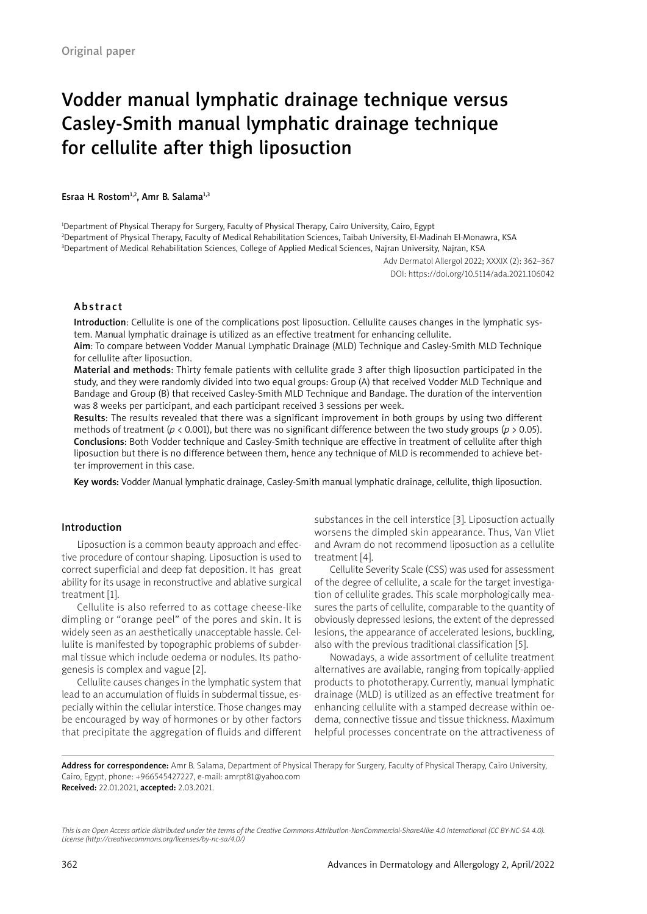Original paper

# Vodder manual lymphatic drainage technique versus Casley-Smith manual lymphatic drainage technique for cellulite after thigh liposuction

**Esraa H. Rostom[1,2], Amr B. Salama[1,3]**

[1]Department of Physical Therapy for Surgery, Faculty of Physical Therapy, Cairo University, Cairo, Egypt
[2]Department of Physical Therapy, Faculty of Medical Rehabilitation Sciences, Taibah University, El-Madinah El-Monawra, KSA
[3]Department of Medical Rehabilitation Sciences, College of Applied Medical Sciences, Najran University, Najran, KSA

Adv Dermatol Allergol 2022; XXXIX (2): 362–367
DOI: https://doi.org/10.5114/ada.2021.106042

## Abstract

**Introduction**: Cellulite is one of the complications post liposuction. Cellulite causes changes in the lymphatic system. Manual lymphatic drainage is utilized as an effective treatment for enhancing cellulite.

**Aim**: To compare between Vodder Manual Lymphatic Drainage (MLD) Technique and Casley-Smith MLD Technique for cellulite after liposuction.

**Material and methods**: Thirty female patients with cellulite grade 3 after thigh liposuction participated in the study, and they were randomly divided into two equal groups: Group (A) that received Vodder MLD Technique and Bandage and Group (B) that received Casley-Smith MLD Technique and Bandage. The duration of the intervention was 8 weeks per participant, and each participant received 3 sessions per week.

**Results**: The results revealed that there was a significant improvement in both groups by using two different methods of treatment ($p < 0.001$), but there was no significant difference between the two study groups ($p > 0.05$).

**Conclusions**: Both Vodder technique and Casley-Smith technique are effective in treatment of cellulite after thigh liposuction but there is no difference between them, hence any technique of MLD is recommended to achieve better improvement in this case.

**Key words:** Vodder Manual lymphatic drainage, Casley-Smith manual lymphatic drainage, cellulite, thigh liposuction.

## Introduction

Liposuction is a common beauty approach and effective procedure of contour shaping. Liposuction is used to correct superficial and deep fat deposition. It has great ability for its usage in reconstructive and ablative surgical treatment [1].

Cellulite is also referred to as cottage cheese-like dimpling or "orange peel" of the pores and skin. It is widely seen as an aesthetically unacceptable hassle. Cellulite is manifested by topographic problems of subdermal tissue which include oedema or nodules. Its pathogenesis is complex and vague [2].

Cellulite causes changes in the lymphatic system that lead to an accumulation of fluids in subdermal tissue, especially within the cellular interstice. Those changes may be encouraged by way of hormones or by other factors that precipitate the aggregation of fluids and different substances in the cell interstice [3]. Liposuction actually worsens the dimpled skin appearance. Thus, Van Vliet and Avram do not recommend liposuction as a cellulite treatment [4].

Cellulite Severity Scale (CSS) was used for assessment of the degree of cellulite, a scale for the target investigation of cellulite grades. This scale morphologically measures the parts of cellulite, comparable to the quantity of obviously depressed lesions, the extent of the depressed lesions, the appearance of accelerated lesions, buckling, also with the previous traditional classification [5].

Nowadays, a wide assortment of cellulite treatment alternatives are available, ranging from topically-applied products to phototherapy. Currently, manual lymphatic drainage (MLD) is utilized as an effective treatment for enhancing cellulite with a stamped decrease within oedema, connective tissue and tissue thickness. Maximum helpful processes concentrate on the attractiveness of

**Address for correspondence:** Amr B. Salama, Department of Physical Therapy for Surgery, Faculty of Physical Therapy, Cairo University, Cairo, Egypt, phone: +966545427227, e-mail: amrpt81@yahoo.com
**Received:** 22.01.2021, **accepted:** 2.03.2021.

*This is an Open Access article distributed under the terms of the Creative Commons Attribution-NonCommercial-ShareAlike 4.0 International (CC BY-NC-SA 4.0). License (http://creativecommons.org/licenses/by-nc-sa/4.0/)*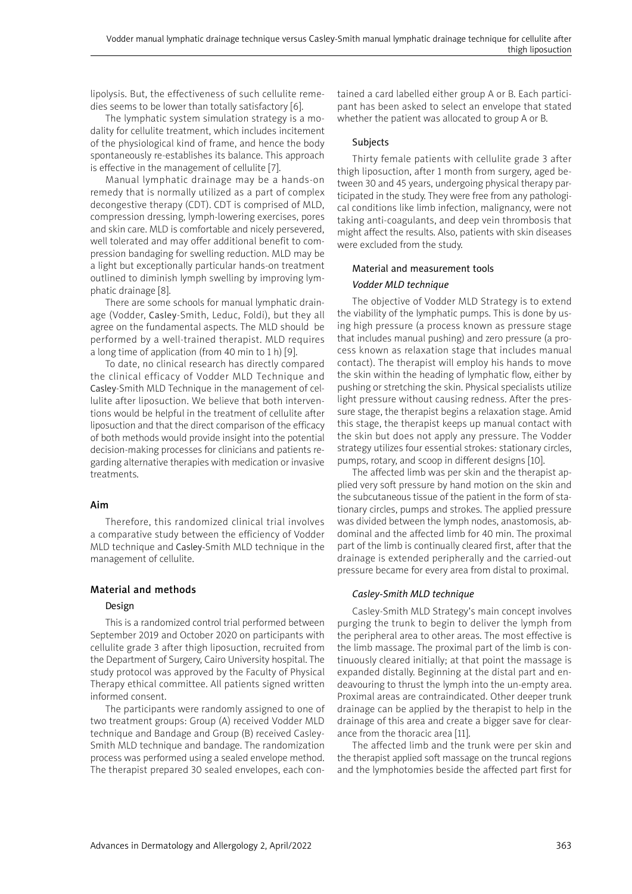lipolysis. But, the effectiveness of such cellulite remedies seems to be lower than totally satisfactory [6].

The lymphatic system simulation strategy is a modality for cellulite treatment, which includes incitement of the physiological kind of frame, and hence the body spontaneously re-establishes its balance. This approach is effective in the management of cellulite [7].

Manual lymphatic drainage may be a hands-on remedy that is normally utilized as a part of complex decongestive therapy (CDT). CDT is comprised of MLD, compression dressing, lymph-lowering exercises, pores and skin care. MLD is comfortable and nicely persevered, well tolerated and may offer additional benefit to compression bandaging for swelling reduction. MLD may be a light but exceptionally particular hands-on treatment outlined to diminish lymph swelling by improving lymphatic drainage [8].

There are some schools for manual lymphatic drainage (Vodder, Casley-Smith, Leduc, Foldi), but they all agree on the fundamental aspects. The MLD should be performed by a well-trained therapist. MLD requires a long time of application (from 40 min to 1 h) [9].

To date, no clinical research has directly compared the clinical efficacy of Vodder MLD Technique and Casley-Smith MLD Technique in the management of cellulite after liposuction. We believe that both interventions would be helpful in the treatment of cellulite after liposuction and that the direct comparison of the efficacy of both methods would provide insight into the potential decision-making processes for clinicians and patients regarding alternative therapies with medication or invasive treatments.

## Aim

Therefore, this randomized clinical trial involves a comparative study between the efficiency of Vodder MLD technique and Casley-Smith MLD technique in the management of cellulite.

## Material and methods

### Design

This is a randomized control trial performed between September 2019 and October 2020 on participants with cellulite grade 3 after thigh liposuction, recruited from the Department of Surgery, Cairo University hospital. The study protocol was approved by the Faculty of Physical Therapy ethical committee. All patients signed written informed consent.

The participants were randomly assigned to one of two treatment groups: Group (A) received Vodder MLD technique and Bandage and Group (B) received Casley-Smith MLD technique and bandage. The randomization process was performed using a sealed envelope method. The therapist prepared 30 sealed envelopes, each contained a card labelled either group A or B. Each participant has been asked to select an envelope that stated whether the patient was allocated to group A or B.

### Subjects

Thirty female patients with cellulite grade 3 after thigh liposuction, after 1 month from surgery, aged between 30 and 45 years, undergoing physical therapy participated in the study. They were free from any pathological conditions like limb infection, malignancy, were not taking anti-coagulants, and deep vein thrombosis that might affect the results. Also, patients with skin diseases were excluded from the study.

### Material and measurement tools

#### *Vodder MLD technique*

The objective of Vodder MLD Strategy is to extend the viability of the lymphatic pumps. This is done by using high pressure (a process known as pressure stage that includes manual pushing) and zero pressure (a process known as relaxation stage that includes manual contact). The therapist will employ his hands to move the skin within the heading of lymphatic flow, either by pushing or stretching the skin. Physical specialists utilize light pressure without causing redness. After the pressure stage, the therapist begins a relaxation stage. Amid this stage, the therapist keeps up manual contact with the skin but does not apply any pressure. The Vodder strategy utilizes four essential strokes: stationary circles, pumps, rotary, and scoop in different designs [10].

The affected limb was per skin and the therapist applied very soft pressure by hand motion on the skin and the subcutaneous tissue of the patient in the form of stationary circles, pumps and strokes. The applied pressure was divided between the lymph nodes, anastomosis, abdominal and the affected limb for 40 min. The proximal part of the limb is continually cleared first, after that the drainage is extended peripherally and the carried-out pressure became for every area from distal to proximal.

#### *Casley-Smith MLD technique*

Casley-Smith MLD Strategy's main concept involves purging the trunk to begin to deliver the lymph from the peripheral area to other areas. The most effective is the limb massage. The proximal part of the limb is continuously cleared initially; at that point the massage is expanded distally. Beginning at the distal part and endeavouring to thrust the lymph into the un-empty area. Proximal areas are contraindicated. Other deeper trunk drainage can be applied by the therapist to help in the drainage of this area and create a bigger save for clearance from the thoracic area [11].

The affected limb and the trunk were per skin and the therapist applied soft massage on the truncal regions and the lymphotomies beside the affected part first for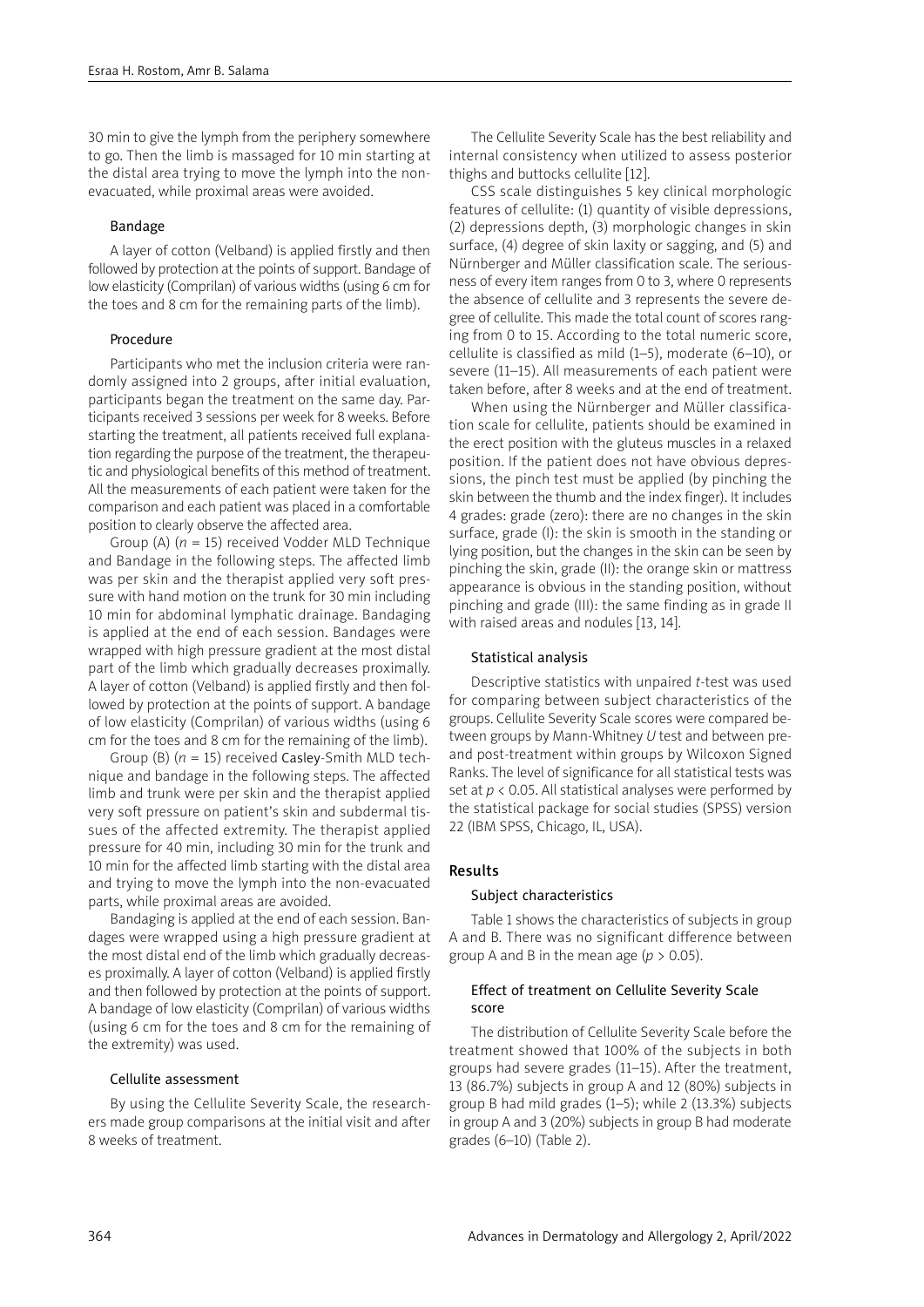30 min to give the lymph from the periphery somewhere to go. Then the limb is massaged for 10 min starting at the distal area trying to move the lymph into the non-evacuated, while proximal areas were avoided.

#### Bandage

A layer of cotton (Velband) is applied firstly and then followed by protection at the points of support. Bandage of low elasticity (Comprilan) of various widths (using 6 cm for the toes and 8 cm for the remaining parts of the limb).

#### Procedure

Participants who met the inclusion criteria were randomly assigned into 2 groups, after initial evaluation, participants began the treatment on the same day. Participants received 3 sessions per week for 8 weeks. Before starting the treatment, all patients received full explanation regarding the purpose of the treatment, the therapeutic and physiological benefits of this method of treatment. All the measurements of each patient were taken for the comparison and each patient was placed in a comfortable position to clearly observe the affected area.

Group (A) ($n$ = 15) received Vodder MLD Technique and Bandage in the following steps. The affected limb was per skin and the therapist applied very soft pressure with hand motion on the trunk for 30 min including 10 min for abdominal lymphatic drainage. Bandaging is applied at the end of each session. Bandages were wrapped with high pressure gradient at the most distal part of the limb which gradually decreases proximally. A layer of cotton (Velband) is applied firstly and then followed by protection at the points of support. A bandage of low elasticity (Comprilan) of various widths (using 6 cm for the toes and 8 cm for the remaining of the limb).

Group (B) ($n$ = 15) received Casley-Smith MLD technique and bandage in the following steps. The affected limb and trunk were per skin and the therapist applied very soft pressure on patient's skin and subdermal tissues of the affected extremity. The therapist applied pressure for 40 min, including 30 min for the trunk and 10 min for the affected limb starting with the distal area and trying to move the lymph into the non-evacuated parts, while proximal areas are avoided.

Bandaging is applied at the end of each session. Bandages were wrapped using a high pressure gradient at the most distal end of the limb which gradually decreases proximally. A layer of cotton (Velband) is applied firstly and then followed by protection at the points of support. A bandage of low elasticity (Comprilan) of various widths (using 6 cm for the toes and 8 cm for the remaining of the extremity) was used.

#### Cellulite assessment

By using the Cellulite Severity Scale, the researchers made group comparisons at the initial visit and after 8 weeks of treatment.

The Cellulite Severity Scale has the best reliability and internal consistency when utilized to assess posterior thighs and buttocks cellulite [12].

CSS scale distinguishes 5 key clinical morphologic features of cellulite: (1) quantity of visible depressions, (2) depressions depth, (3) morphologic changes in skin surface, (4) degree of skin laxity or sagging, and (5) and Nürnberger and Müller classification scale. The seriousness of every item ranges from 0 to 3, where 0 represents the absence of cellulite and 3 represents the severe degree of cellulite. This made the total count of scores ranging from 0 to 15. According to the total numeric score, cellulite is classified as mild (1–5), moderate (6–10), or severe (11–15). All measurements of each patient were taken before, after 8 weeks and at the end of treatment.

When using the Nürnberger and Müller classification scale for cellulite, patients should be examined in the erect position with the gluteus muscles in a relaxed position. If the patient does not have obvious depressions, the pinch test must be applied (by pinching the skin between the thumb and the index finger). It includes 4 grades: grade (zero): there are no changes in the skin surface, grade (I): the skin is smooth in the standing or lying position, but the changes in the skin can be seen by pinching the skin, grade (II): the orange skin or mattress appearance is obvious in the standing position, without pinching and grade (III): the same finding as in grade II with raised areas and nodules [13, 14].

#### Statistical analysis

Descriptive statistics with unpaired $t$-test was used for comparing between subject characteristics of the groups. Cellulite Severity Scale scores were compared between groups by Mann-Whitney $U$ test and between pre- and post-treatment within groups by Wilcoxon Signed Ranks. The level of significance for all statistical tests was set at $p < 0.05$. All statistical analyses were performed by the statistical package for social studies (SPSS) version 22 (IBM SPSS, Chicago, IL, USA).

## Results

#### Subject characteristics

Table 1 shows the characteristics of subjects in group A and B. There was no significant difference between group A and B in the mean age ($p > 0.05$).

#### Effect of treatment on Cellulite Severity Scale score

The distribution of Cellulite Severity Scale before the treatment showed that 100% of the subjects in both groups had severe grades (11–15). After the treatment, 13 (86.7%) subjects in group A and 12 (80%) subjects in group B had mild grades (1–5); while 2 (13.3%) subjects in group A and 3 (20%) subjects in group B had moderate grades (6–10) (Table 2).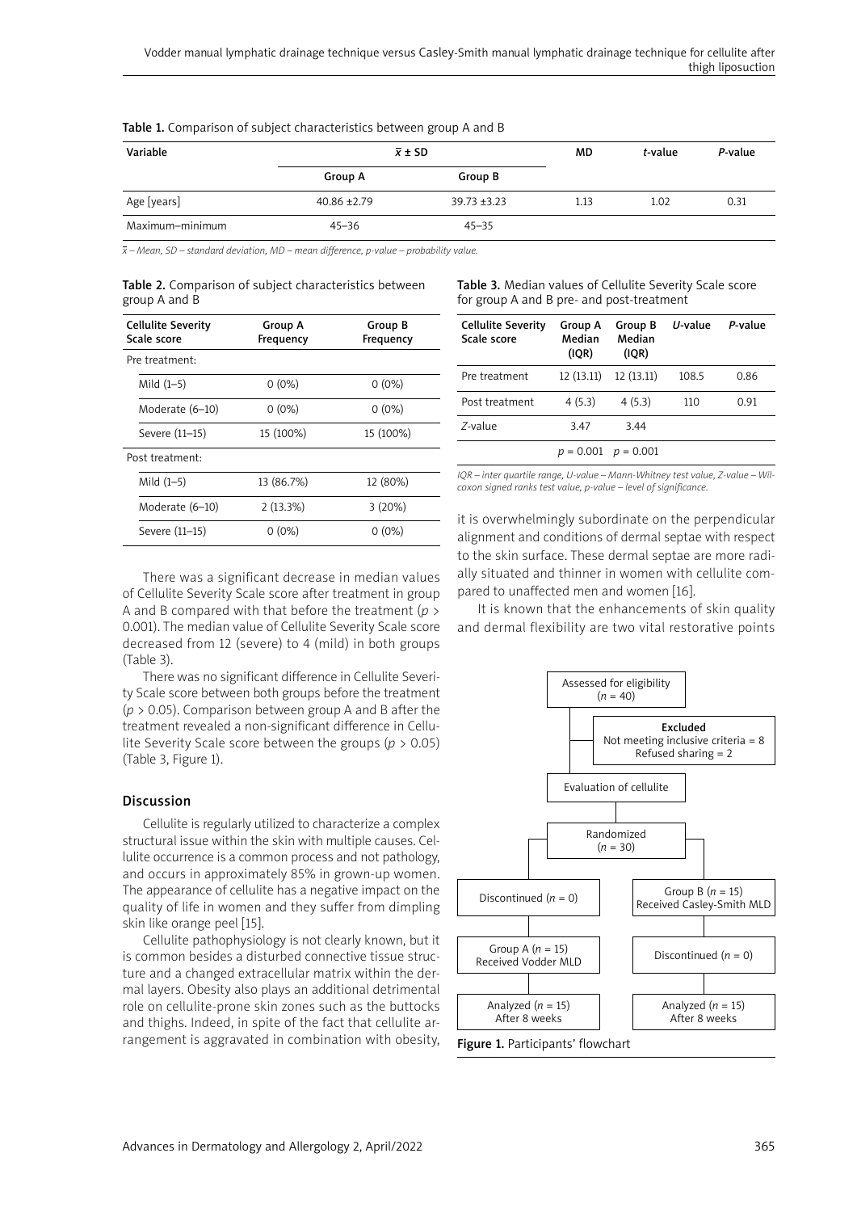**Table 1.** Comparison of subject characteristics between group A and B

| Variable | $\bar{x} \pm SD$ | | MD | *t*-value | *P*-value |
|---|---|---|---|---|---|
| | Group A | Group B | | | |
| Age [years] | 40.86 ±2.79 | 39.73 ±3.23 | 1.13 | 1.02 | 0.31 |
| Maximum–minimum | 45–36 | 45–35 | | | |

*$\bar{x}$ – Mean, SD – standard deviation, MD – mean difference, p-value – probability value.*

**Table 2.** Comparison of subject characteristics between group A and B

| Cellulite Severity Scale score | Group A Frequency | Group B Frequency |
|---|---|---|
| Pre treatment: | | |
| Mild (1–5) | 0 (0%) | 0 (0%) |
| Moderate (6–10) | 0 (0%) | 0 (0%) |
| Severe (11–15) | 15 (100%) | 15 (100%) |
| Post treatment: | | |
| Mild (1–5) | 13 (86.7%) | 12 (80%) |
| Moderate (6–10) | 2 (13.3%) | 3 (20%) |
| Severe (11–15) | 0 (0%) | 0 (0%) |

There was a significant decrease in median values of Cellulite Severity Scale score after treatment in group A and B compared with that before the treatment ($p >$ 0.001). The median value of Cellulite Severity Scale score decreased from 12 (severe) to 4 (mild) in both groups (Table 3).

There was no significant difference in Cellulite Severity Scale score between both groups before the treatment ($p > 0.05$). Comparison between group A and B after the treatment revealed a non-significant difference in Cellulite Severity Scale score between the groups ($p > 0.05$) (Table 3, Figure 1).

**Table 3.** Median values of Cellulite Severity Scale score for group A and B pre- and post-treatment

| Cellulite Severity Scale score | Group A Median (IQR) | Group B Median (IQR) | *U*-value | *P*-value |
|---|---|---|---|---|
| Pre treatment | 12 (13.11) | 12 (13.11) | 108.5 | 0.86 |
| Post treatment | 4 (5.3) | 4 (5.3) | 110 | 0.91 |
| *Z*-value | 3.47 | 3.44 | | |
| | $p = 0.001$ | $p = 0.001$ | | |

*IQR – inter quartile range, U-value – Mann-Whitney test value, Z-value – Wilcoxon signed ranks test value, p-value – level of significance.*

## Discussion

Cellulite is regularly utilized to characterize a complex structural issue within the skin with multiple causes. Cellulite occurrence is a common process and not pathology, and occurs in approximately 85% in grown-up women. The appearance of cellulite has a negative impact on the quality of life in women and they suffer from dimpling skin like orange peel [15].

Cellulite pathophysiology is not clearly known, but it is common besides a disturbed connective tissue structure and a changed extracellular matrix within the dermal layers. Obesity also plays an additional detrimental role on cellulite-prone skin zones such as the buttocks and thighs. Indeed, in spite of the fact that cellulite arrangement is aggravated in combination with obesity, it is overwhelmingly subordinate on the perpendicular alignment and conditions of dermal septae with respect to the skin surface. These dermal septae are more radially situated and thinner in women with cellulite compared to unaffected men and women [16].

It is known that the enhancements of skin quality and dermal flexibility are two vital restorative points

Assessed for eligibility ($n = 40$)

Excluded: Not meeting inclusive criteria = 8; Refused sharing = 2

Evaluation of cellulite

Randomized ($n = 30$)

Discontinued ($n = 0$) | Group B ($n = 15$) Received Casley-Smith MLD

Group A ($n = 15$) Received Vodder MLD | Discontinued ($n = 0$)

Analyzed ($n = 15$) After 8 weeks | Analyzed ($n = 15$) After 8 weeks

**Figure 1.** Participants' flowchart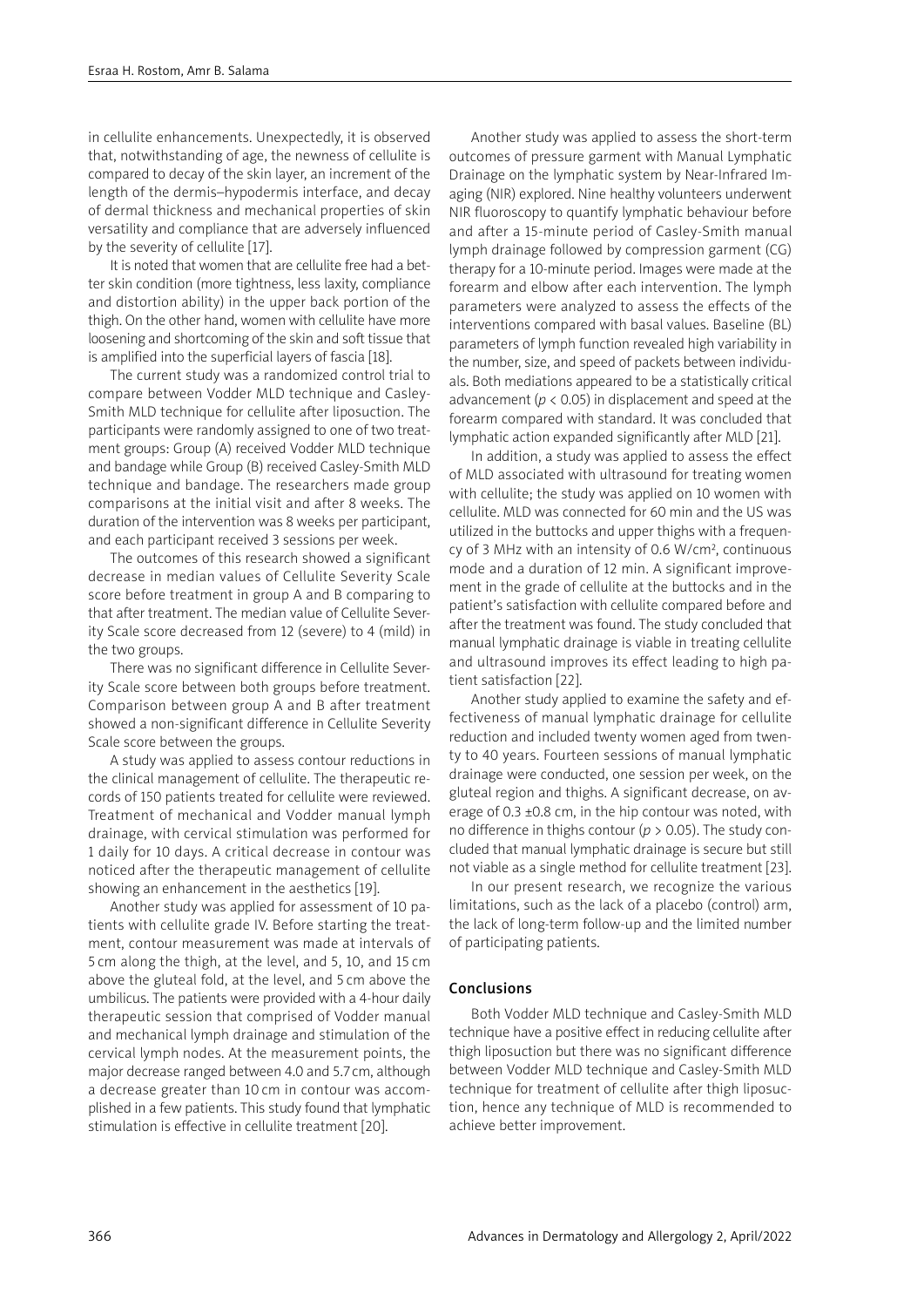in cellulite enhancements. Unexpectedly, it is observed that, notwithstanding of age, the newness of cellulite is compared to decay of the skin layer, an increment of the length of the dermis–hypodermis interface, and decay of dermal thickness and mechanical properties of skin versatility and compliance that are adversely influenced by the severity of cellulite [17].

It is noted that women that are cellulite free had a better skin condition (more tightness, less laxity, compliance and distortion ability) in the upper back portion of the thigh. On the other hand, women with cellulite have more loosening and shortcoming of the skin and soft tissue that is amplified into the superficial layers of fascia [18].

The current study was a randomized control trial to compare between Vodder MLD technique and Casley-Smith MLD technique for cellulite after liposuction. The participants were randomly assigned to one of two treatment groups: Group (A) received Vodder MLD technique and bandage while Group (B) received Casley-Smith MLD technique and bandage. The researchers made group comparisons at the initial visit and after 8 weeks. The duration of the intervention was 8 weeks per participant, and each participant received 3 sessions per week.

The outcomes of this research showed a significant decrease in median values of Cellulite Severity Scale score before treatment in group A and B comparing to that after treatment. The median value of Cellulite Severity Scale score decreased from 12 (severe) to 4 (mild) in the two groups.

There was no significant difference in Cellulite Severity Scale score between both groups before treatment. Comparison between group A and B after treatment showed a non-significant difference in Cellulite Severity Scale score between the groups.

A study was applied to assess contour reductions in the clinical management of cellulite. The therapeutic records of 150 patients treated for cellulite were reviewed. Treatment of mechanical and Vodder manual lymph drainage, with cervical stimulation was performed for 1 daily for 10 days. A critical decrease in contour was noticed after the therapeutic management of cellulite showing an enhancement in the aesthetics [19].

Another study was applied for assessment of 10 patients with cellulite grade IV. Before starting the treatment, contour measurement was made at intervals of 5 cm along the thigh, at the level, and 5, 10, and 15 cm above the gluteal fold, at the level, and 5 cm above the umbilicus. The patients were provided with a 4-hour daily therapeutic session that comprised of Vodder manual and mechanical lymph drainage and stimulation of the cervical lymph nodes. At the measurement points, the major decrease ranged between 4.0 and 5.7 cm, although a decrease greater than 10 cm in contour was accomplished in a few patients. This study found that lymphatic stimulation is effective in cellulite treatment [20].

Another study was applied to assess the short-term outcomes of pressure garment with Manual Lymphatic Drainage on the lymphatic system by Near-Infrared Imaging (NIR) explored. Nine healthy volunteers underwent NIR fluoroscopy to quantify lymphatic behaviour before and after a 15-minute period of Casley-Smith manual lymph drainage followed by compression garment (CG) therapy for a 10-minute period. Images were made at the forearm and elbow after each intervention. The lymph parameters were analyzed to assess the effects of the interventions compared with basal values. Baseline (BL) parameters of lymph function revealed high variability in the number, size, and speed of packets between individuals. Both mediations appeared to be a statistically critical advancement ($p < 0.05$) in displacement and speed at the forearm compared with standard. It was concluded that lymphatic action expanded significantly after MLD [21].

In addition, a study was applied to assess the effect of MLD associated with ultrasound for treating women with cellulite; the study was applied on 10 women with cellulite. MLD was connected for 60 min and the US was utilized in the buttocks and upper thighs with a frequency of 3 MHz with an intensity of 0.6 W/cm$^2$, continuous mode and a duration of 12 min. A significant improvement in the grade of cellulite at the buttocks and in the patient's satisfaction with cellulite compared before and after the treatment was found. The study concluded that manual lymphatic drainage is viable in treating cellulite and ultrasound improves its effect leading to high patient satisfaction [22].

Another study applied to examine the safety and effectiveness of manual lymphatic drainage for cellulite reduction and included twenty women aged from twenty to 40 years. Fourteen sessions of manual lymphatic drainage were conducted, one session per week, on the gluteal region and thighs. A significant decrease, on average of 0.3 ±0.8 cm, in the hip contour was noted, with no difference in thighs contour ($p > 0.05$). The study concluded that manual lymphatic drainage is secure but still not viable as a single method for cellulite treatment [23].

In our present research, we recognize the various limitations, such as the lack of a placebo (control) arm, the lack of long-term follow-up and the limited number of participating patients.

## Conclusions

Both Vodder MLD technique and Casley-Smith MLD technique have a positive effect in reducing cellulite after thigh liposuction but there was no significant difference between Vodder MLD technique and Casley-Smith MLD technique for treatment of cellulite after thigh liposuction, hence any technique of MLD is recommended to achieve better improvement.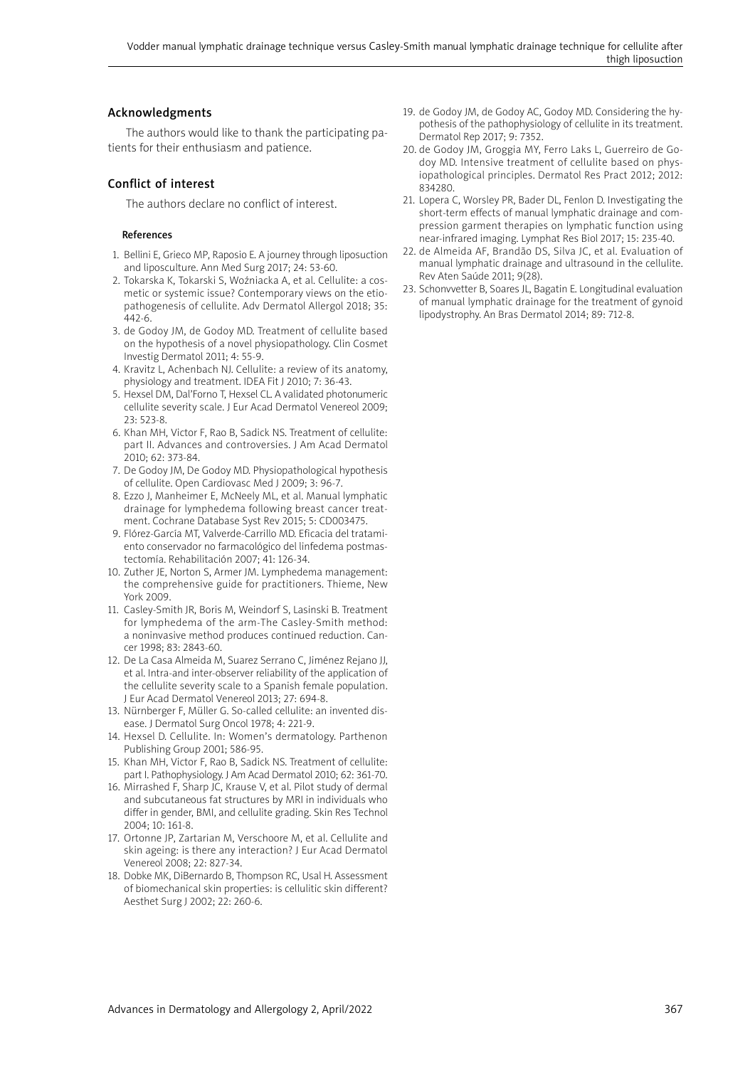## Acknowledgments

The authors would like to thank the participating patients for their enthusiasm and patience.

## Conflict of interest

The authors declare no conflict of interest.

### References

1. Bellini E, Grieco MP, Raposio E. A journey through liposuction and liposculture. Ann Med Surg 2017; 24: 53-60.
2. Tokarska K, Tokarski S, Woźniacka A, et al. Cellulite: a cosmetic or systemic issue? Contemporary views on the etiopathogenesis of cellulite. Adv Dermatol Allergol 2018; 35: 442-6.
3. de Godoy JM, de Godoy MD. Treatment of cellulite based on the hypothesis of a novel physiopathology. Clin Cosmet Investig Dermatol 2011; 4: 55-9.
4. Kravitz L, Achenbach NJ. Cellulite: a review of its anatomy, physiology and treatment. IDEA Fit J 2010; 7: 36-43.
5. Hexsel DM, Dal'Forno T, Hexsel CL. A validated photonumeric cellulite severity scale. J Eur Acad Dermatol Venereol 2009; 23: 523-8.
6. Khan MH, Victor F, Rao B, Sadick NS. Treatment of cellulite: part II. Advances and controversies. J Am Acad Dermatol 2010; 62: 373-84.
7. De Godoy JM, De Godoy MD. Physiopathological hypothesis of cellulite. Open Cardiovasc Med J 2009; 3: 96-7.
8. Ezzo J, Manheimer E, McNeely ML, et al. Manual lymphatic drainage for lymphedema following breast cancer treatment. Cochrane Database Syst Rev 2015; 5: CD003475.
9. Flórez-García MT, Valverde-Carrillo MD. Eficacia del tratamiento conservador no farmacológico del linfedema postmastectomía. Rehabilitación 2007; 41: 126-34.
10. Zuther JE, Norton S, Armer JM. Lymphedema management: the comprehensive guide for practitioners. Thieme, New York 2009.
11. Casley-Smith JR, Boris M, Weindorf S, Lasinski B. Treatment for lymphedema of the arm-The Casley-Smith method: a noninvasive method produces continued reduction. Cancer 1998; 83: 2843-60.
12. De La Casa Almeida M, Suarez Serrano C, Jiménez Rejano JJ, et al. Intra-and inter-observer reliability of the application of the cellulite severity scale to a Spanish female population. J Eur Acad Dermatol Venereol 2013; 27: 694-8.
13. Nürnberger F, Müller G. So-called cellulite: an invented disease. J Dermatol Surg Oncol 1978; 4: 221-9.
14. Hexsel D. Cellulite. In: Women's dermatology. Parthenon Publishing Group 2001; 586-95.
15. Khan MH, Victor F, Rao B, Sadick NS. Treatment of cellulite: part I. Pathophysiology. J Am Acad Dermatol 2010; 62: 361-70.
16. Mirrashed F, Sharp JC, Krause V, et al. Pilot study of dermal and subcutaneous fat structures by MRI in individuals who differ in gender, BMI, and cellulite grading. Skin Res Technol 2004; 10: 161-8.
17. Ortonne JP, Zartarian M, Verschoore M, et al. Cellulite and skin ageing: is there any interaction? J Eur Acad Dermatol Venereol 2008; 22: 827-34.
18. Dobke MK, DiBernardo B, Thompson RC, Usal H. Assessment of biomechanical skin properties: is cellulitic skin different? Aesthet Surg J 2002; 22: 260-6.
19. de Godoy JM, de Godoy AC, Godoy MD. Considering the hypothesis of the pathophysiology of cellulite in its treatment. Dermatol Rep 2017; 9: 7352.
20. de Godoy JM, Groggia MY, Ferro Laks L, Guerreiro de Godoy MD. Intensive treatment of cellulite based on physiopathological principles. Dermatol Res Pract 2012; 2012: 834280.
21. Lopera C, Worsley PR, Bader DL, Fenlon D. Investigating the short-term effects of manual lymphatic drainage and compression garment therapies on lymphatic function using near-infrared imaging. Lymphat Res Biol 2017; 15: 235-40.
22. de Almeida AF, Brandão DS, Silva JC, et al. Evaluation of manual lymphatic drainage and ultrasound in the cellulite. Rev Aten Saúde 2011; 9(28).
23. Schonvvetter B, Soares JL, Bagatin E. Longitudinal evaluation of manual lymphatic drainage for the treatment of gynoid lipodystrophy. An Bras Dermatol 2014; 89: 712-8.